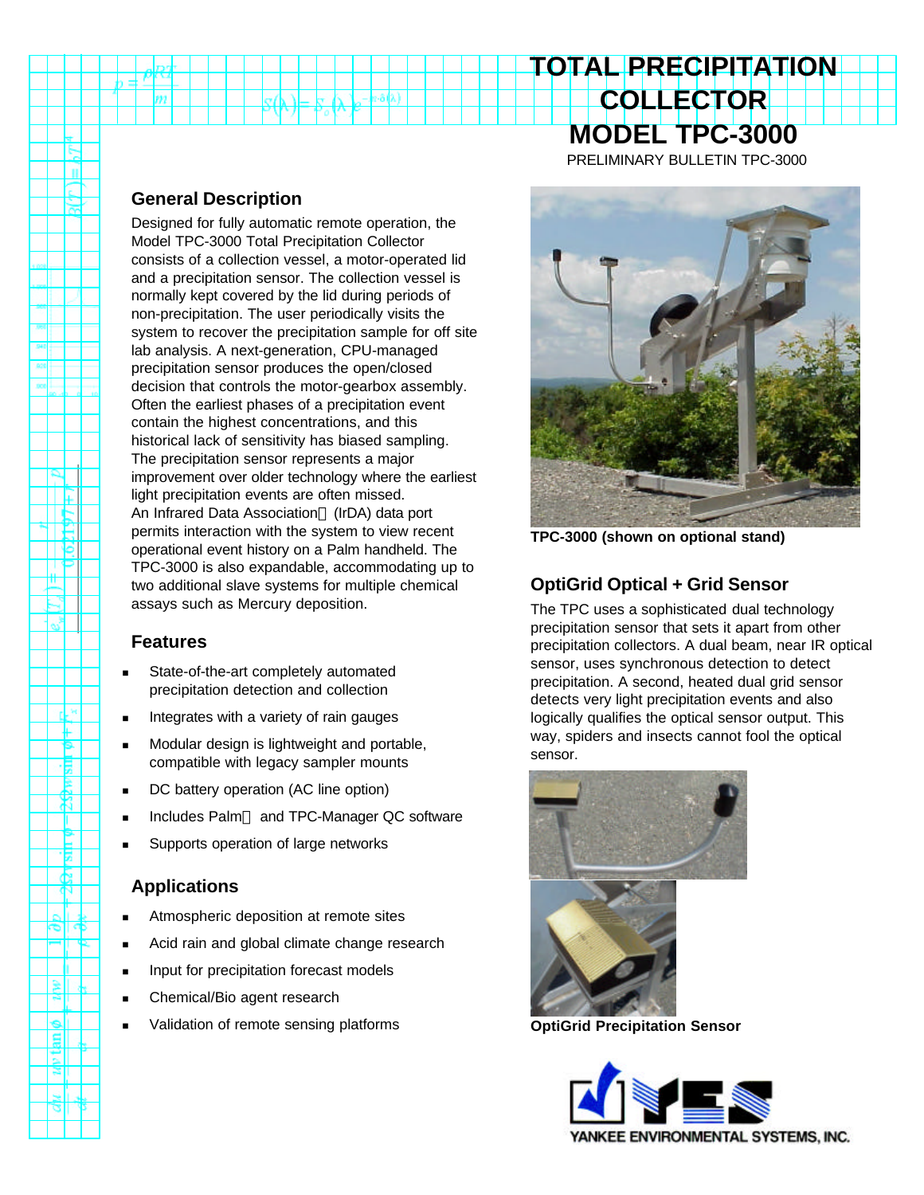# TOTAL PRECIPITATION COLLECTOR MODEL TPC-3000

PRELIMINARY BULLETIN TPC-3000

## General Description

Designed for fully automatic remote operation, the Model TPC-3000 Total Precipitation Collector consists of a collection vessel, a motor-operated lid and a precipitation sensor. The collection vessel is normally kept covered by the lid during periods of non-precipitation. The user periodically visits the system to recover the precipitation sample for off site lab analysis. A next-generation, CPU-managed precipitation sensor produces the open/closed decision that controls the motor-gearbox assembly. Often the earliest phases of a precipitation event contain the highest concentrations, and this historical lack of sensitivity has biased sampling. The precipitation sensor represents a major improvement over older technology where the earliest light precipitation events are often missed. An Infrared Data Association (IrDA) data port permits interaction with the system to view recent operational event history on a Palm handheld. The TPC-3000 is also expandable, accommodating up to two additional slave systems for multiple chemical assays such as Mercury deposition.

## Features

- State-of-the-art completely automated precipitation detection and collection
- Integrates with a variety of rain gauges
- Modular design is lightweight and portable, compatible with legacy sampler mounts
- DC battery operation (AC line option)
- Includes Palm and TPC-Manager QC software
- Supports operation of large networks

## Applications

- Atmospheric deposition at remote sites
- Acid rain and global climate change research
- Input for precipitation forecast models
- Chemical/Bio agent research
- Validation of remote sensing platforms

**TPC-3000 (shown on optional stand)**

## OptiGrid Optical + Grid Sensor

The TPC uses a sophisticated dual technology precipitation sensor that sets it apart from other precipitation collectors. A dual beam, near IR optical sensor, uses synchronous detection to detect precipitation. A second, heated dual grid sensor detects very light precipitation events and also logically qualifies the optical sensor output. This way, spiders and insects cannot fool the optical sensor.

**OptiGrid Precipitation Sensor**

YANKEE ENVIRONMENTAL SYSTEMS, INC.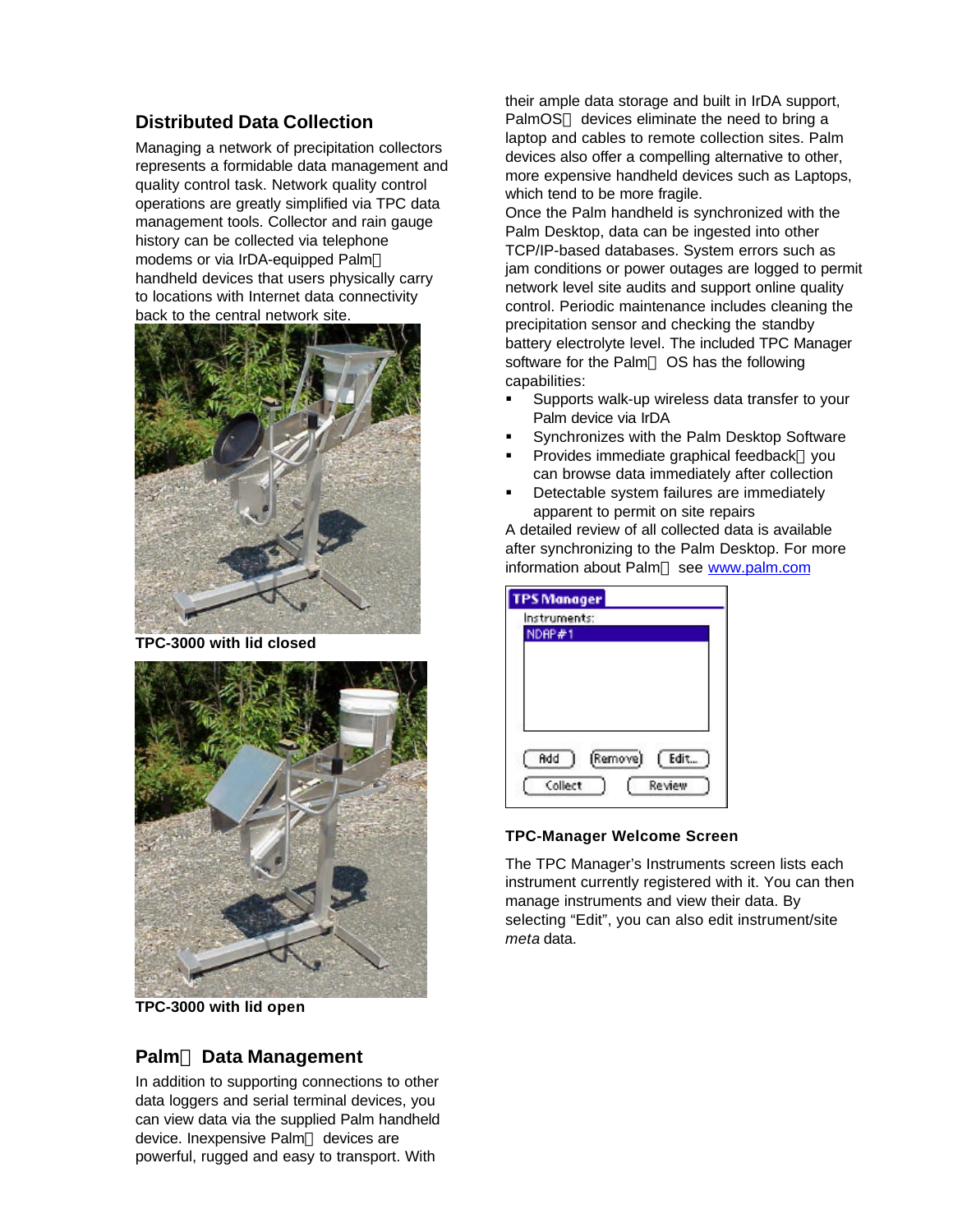## Distributed Data Collection

Managing a network of precipitation collectors represents a formidable data management and quality control task. Network quality control operations are greatly simplified via TPC data management tools. Collector and rain gauge history can be collected via telephone modems or via IrDA-equipped Palm handheld devices that users physically carry to locations with Internet data connectivity back to the central network site.

TPC-3000 with lid closed

TPC-3000 with lid open

## Palm Data Management

In addition to supporting connections to other data loggers and serial terminal devices, you can view data via the supplied Palm handheld device. Inexpensive Palm devices are powerful, rugged and easy to transport. With their ample data storage and built in IrDA support, PalmOS devices eliminate the need to bring a laptop and cables to remote collection sites. Palm devices also offer a compelling alternative to other, more expensive handheld devices such as Laptops, which tend to be more fragile.

Once the Palm handheld is synchronized with the Palm Desktop, data can be ingested into other TCP/IP-based databases. System errors such as jam conditions or power outages are logged to permit network level site audits and support online quality control. Periodic maintenance includes cleaning the precipitation sensor and checking the standby battery electrolyte level. The included TPC Manager software for the Palm OS has the following capabilities:

- Supports walk-up wireless data transfer to your Palm device via IrDA
- Synchronizes with the Palm Desktop Software
- Provides immediate graphical feedback you can browse data immediately after collection
- Detectable system failures are immediately apparent to permit on site repairs

A detailed review of all collected data is available after synchronizing to the Palm Desktop. For more information about Palm see www.palm.com

**TPC-Manager Welcome Screen**

The TPC Manager's Instruments screen lists each instrument currently registered with it. You can then manage instruments and view their data. By selecting "Edit", you can also edit instrument/site *meta* data.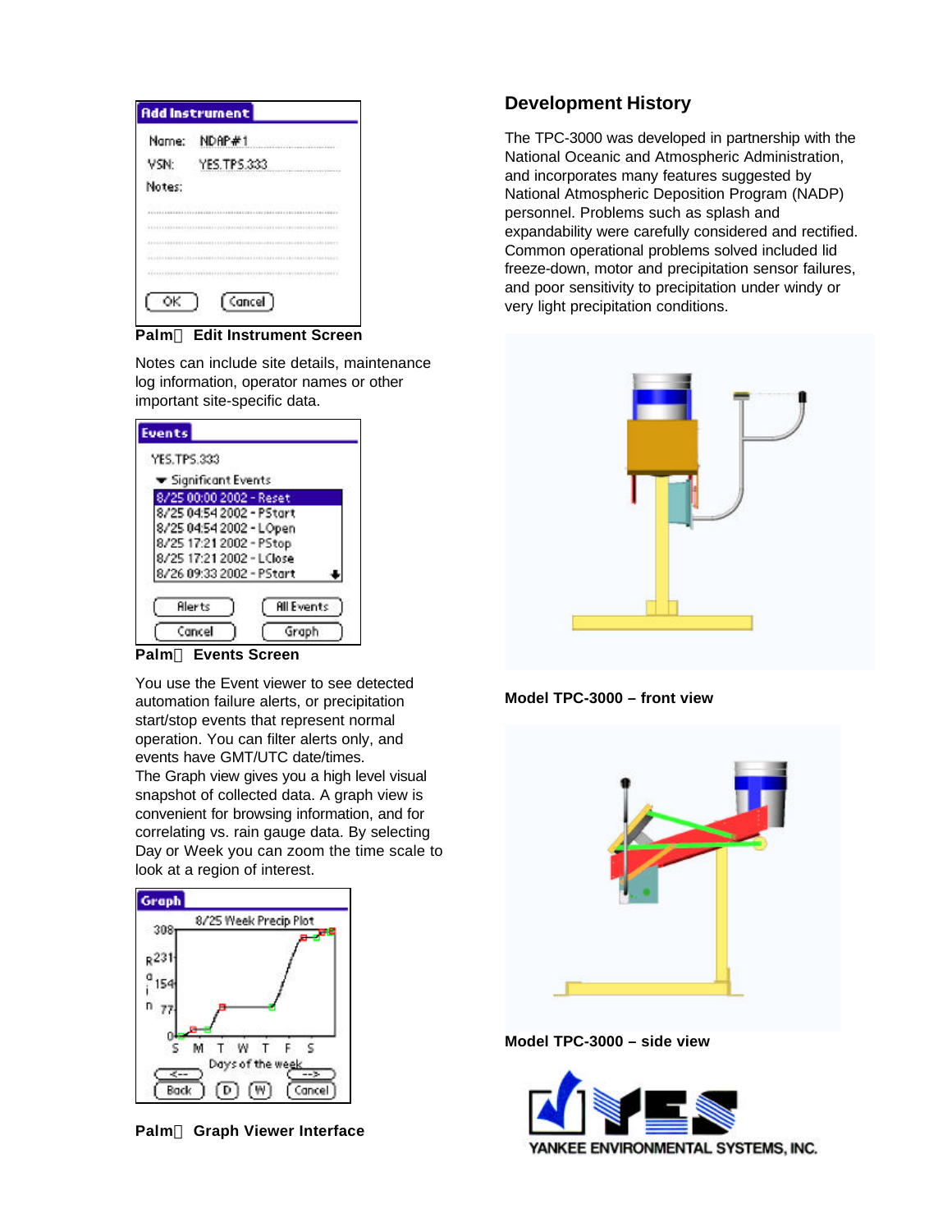**Palm Edit Instrument Screen**

Notes can include site details, maintenance log information, operator names or other important site-specific data.

**Palm Events Screen**

You use the Event viewer to see detected automation failure alerts, or precipitation start/stop events that represent normal operation. You can filter alerts only, and events have GMT/UTC date/times.

The Graph view gives you a high level visual snapshot of collected data. A graph view is convenient for browsing information, and for correlating vs. rain gauge data. By selecting Day or Week you can zoom the time scale to look at a region of interest.

**Palm Graph Viewer Interface**

## Development History

The TPC-3000 was developed in partnership with the National Oceanic and Atmospheric Administration, and incorporates many features suggested by National Atmospheric Deposition Program (NADP) personnel. Problems such as splash and expandability were carefully considered and rectified. Common operational problems solved included lid freeze-down, motor and precipitation sensor failures, and poor sensitivity to precipitation under windy or very light precipitation conditions.

**Model TPC-3000 – front view**

**Model TPC-3000 – side view**

YANKEE ENVIRONMENTAL SYSTEMS, INC.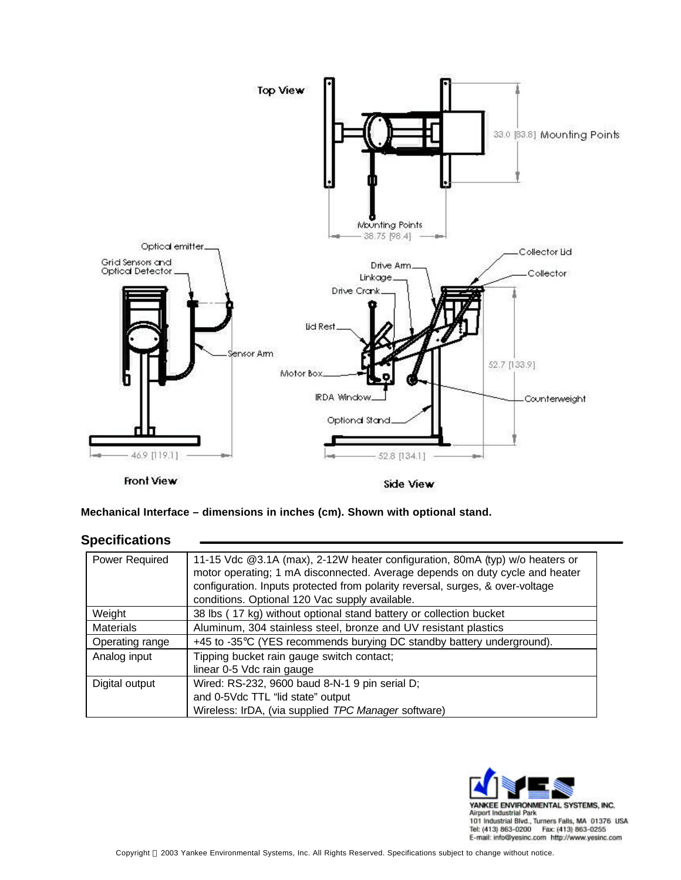Top View

33.0 [83.8] Mounting Points

Mounting Points
38.75 [98.4]

Optical emitter
Grid Sensors and Optical Detector
Sensor Arm
46.9 [119.1]

Front View

Drive Arm
Linkage
Drive Crank
Lid Rest
Motor Box
IRDA Window
Optional Stand
Collector Lid
Collector
52.7 [133.9]
Counterweight
52.8 [134.1]

Side View

**Mechanical Interface – dimensions in inches (cm). Shown with optional stand.**

## Specifications

| | |
|---|---|
| Power Required | 11-15 Vdc @3.1A (max), 2-12W heater configuration, 80mA (typ) w/o heaters or motor operating; 1 mA disconnected. Average depends on duty cycle and heater configuration. Inputs protected from polarity reversal, surges, & over-voltage conditions. Optional 120 Vac supply available. |
| Weight | 38 lbs ( 17 kg) without optional stand battery or collection bucket |
| Materials | Aluminum, 304 stainless steel, bronze and UV resistant plastics |
| Operating range | +45 to -35°C (YES recommends burying DC standby battery underground). |
| Analog input | Tipping bucket rain gauge switch contact;<br>linear 0-5 Vdc rain gauge |
| Digital output | Wired: RS-232, 9600 baud 8-N-1 9 pin serial D;<br>and 0-5Vdc TTL "lid state" output<br>Wireless: IrDA, (via supplied *TPC Manager* software) |

YANKEE ENVIRONMENTAL SYSTEMS, INC.
Airport Industrial Park
101 Industrial Blvd., Turners Falls, MA 01376 USA
Tel: (413) 863-0200 Fax: (413) 863-0255
E-mail: info@yesinc.com http://www.yesinc.com

Copyright © 2003 Yankee Environmental Systems, Inc. All Rights Reserved. Specifications subject to change without notice.